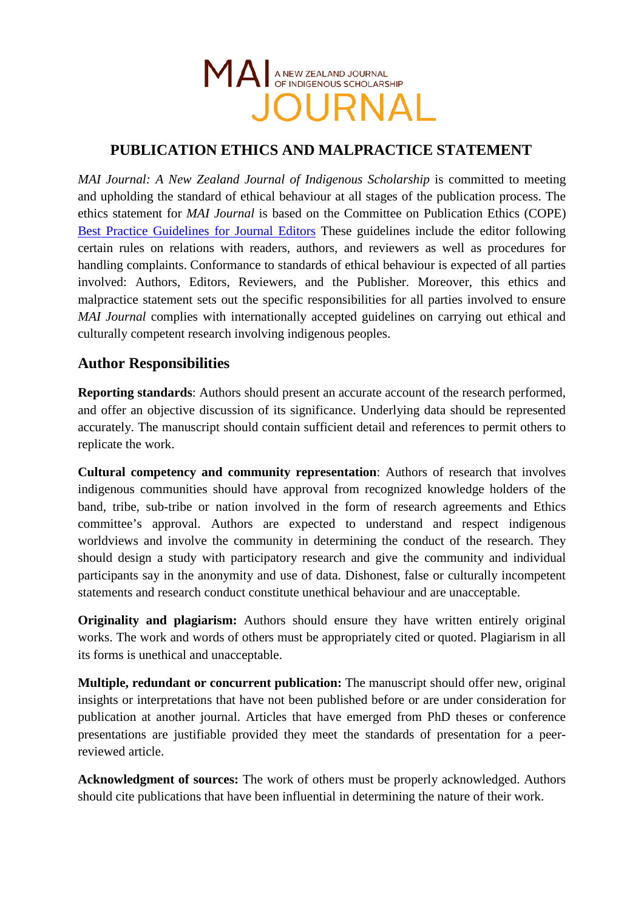MAI A NEW ZEALAND JOURNAL OF INDIGENOUS SCHOLARSHIP JOURNAL

# PUBLICATION ETHICS AND MALPRACTICE STATEMENT

*MAI Journal: A New Zealand Journal of Indigenous Scholarship* is committed to meeting and upholding the standard of ethical behaviour at all stages of the publication process. The ethics statement for *MAI Journal* is based on the Committee on Publication Ethics (COPE) Best Practice Guidelines for Journal Editors These guidelines include the editor following certain rules on relations with readers, authors, and reviewers as well as procedures for handling complaints. Conformance to standards of ethical behaviour is expected of all parties involved: Authors, Editors, Reviewers, and the Publisher. Moreover, this ethics and malpractice statement sets out the specific responsibilities for all parties involved to ensure *MAI Journal* complies with internationally accepted guidelines on carrying out ethical and culturally competent research involving indigenous peoples.

## Author Responsibilities

**Reporting standards**: Authors should present an accurate account of the research performed, and offer an objective discussion of its significance. Underlying data should be represented accurately. The manuscript should contain sufficient detail and references to permit others to replicate the work.

**Cultural competency and community representation**: Authors of research that involves indigenous communities should have approval from recognized knowledge holders of the band, tribe, sub-tribe or nation involved in the form of research agreements and Ethics committee's approval. Authors are expected to understand and respect indigenous worldviews and involve the community in determining the conduct of the research. They should design a study with participatory research and give the community and individual participants say in the anonymity and use of data. Dishonest, false or culturally incompetent statements and research conduct constitute unethical behaviour and are unacceptable.

**Originality and plagiarism:** Authors should ensure they have written entirely original works. The work and words of others must be appropriately cited or quoted. Plagiarism in all its forms is unethical and unacceptable.

**Multiple, redundant or concurrent publication:** The manuscript should offer new, original insights or interpretations that have not been published before or are under consideration for publication at another journal. Articles that have emerged from PhD theses or conference presentations are justifiable provided they meet the standards of presentation for a peer-reviewed article.

**Acknowledgment of sources:** The work of others must be properly acknowledged. Authors should cite publications that have been influential in determining the nature of their work.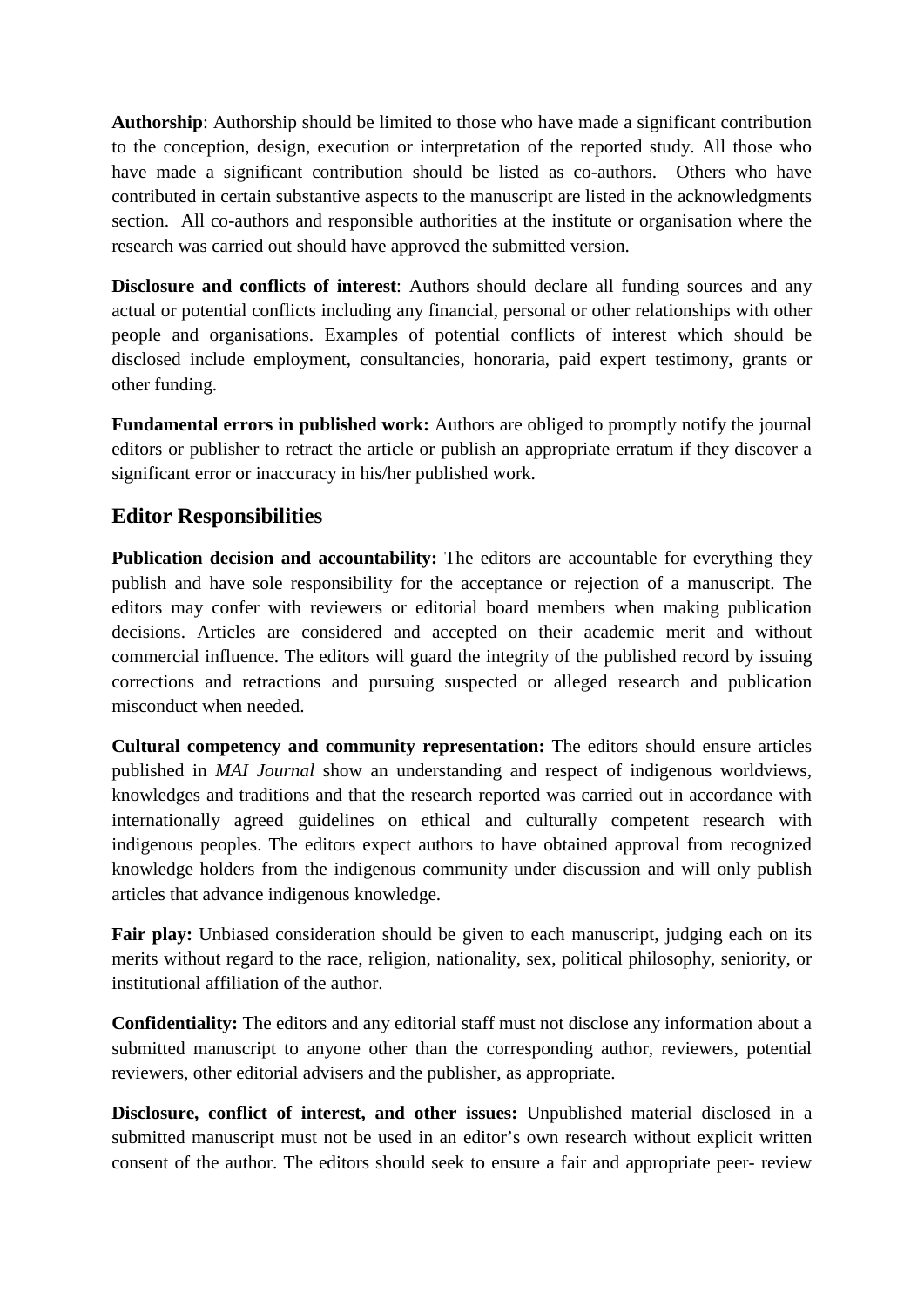**Authorship**: Authorship should be limited to those who have made a significant contribution to the conception, design, execution or interpretation of the reported study. All those who have made a significant contribution should be listed as co-authors. Others who have contributed in certain substantive aspects to the manuscript are listed in the acknowledgments section. All co-authors and responsible authorities at the institute or organisation where the research was carried out should have approved the submitted version.

**Disclosure and conflicts of interest**: Authors should declare all funding sources and any actual or potential conflicts including any financial, personal or other relationships with other people and organisations. Examples of potential conflicts of interest which should be disclosed include employment, consultancies, honoraria, paid expert testimony, grants or other funding.

**Fundamental errors in published work:** Authors are obliged to promptly notify the journal editors or publisher to retract the article or publish an appropriate erratum if they discover a significant error or inaccuracy in his/her published work.

## Editor Responsibilities

**Publication decision and accountability:** The editors are accountable for everything they publish and have sole responsibility for the acceptance or rejection of a manuscript. The editors may confer with reviewers or editorial board members when making publication decisions. Articles are considered and accepted on their academic merit and without commercial influence. The editors will guard the integrity of the published record by issuing corrections and retractions and pursuing suspected or alleged research and publication misconduct when needed.

**Cultural competency and community representation:** The editors should ensure articles published in *MAI Journal* show an understanding and respect of indigenous worldviews, knowledges and traditions and that the research reported was carried out in accordance with internationally agreed guidelines on ethical and culturally competent research with indigenous peoples. The editors expect authors to have obtained approval from recognized knowledge holders from the indigenous community under discussion and will only publish articles that advance indigenous knowledge.

**Fair play:** Unbiased consideration should be given to each manuscript, judging each on its merits without regard to the race, religion, nationality, sex, political philosophy, seniority, or institutional affiliation of the author.

**Confidentiality:** The editors and any editorial staff must not disclose any information about a submitted manuscript to anyone other than the corresponding author, reviewers, potential reviewers, other editorial advisers and the publisher, as appropriate.

**Disclosure, conflict of interest, and other issues:** Unpublished material disclosed in a submitted manuscript must not be used in an editor's own research without explicit written consent of the author. The editors should seek to ensure a fair and appropriate peer- review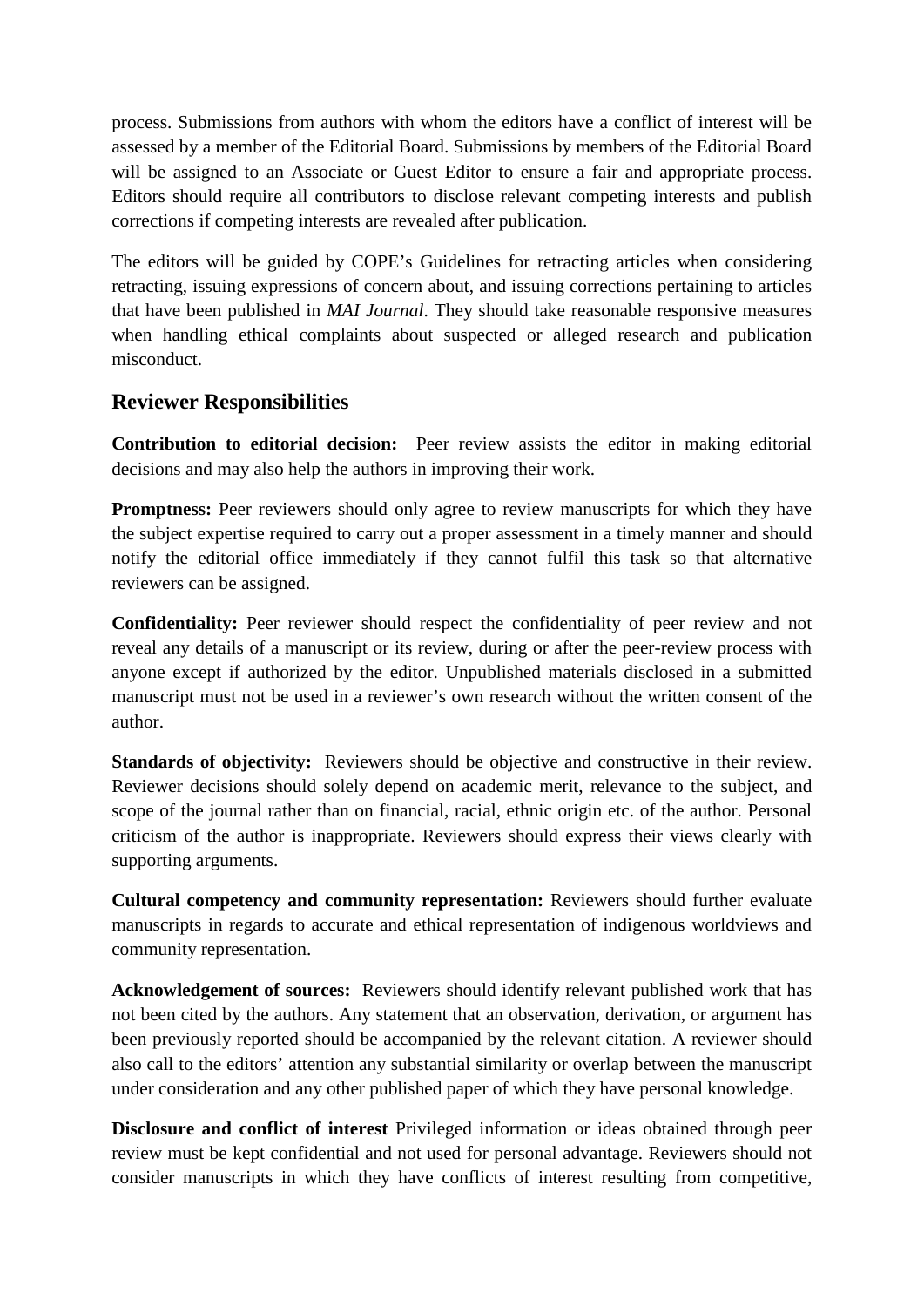process. Submissions from authors with whom the editors have a conflict of interest will be assessed by a member of the Editorial Board. Submissions by members of the Editorial Board will be assigned to an Associate or Guest Editor to ensure a fair and appropriate process. Editors should require all contributors to disclose relevant competing interests and publish corrections if competing interests are revealed after publication.

The editors will be guided by COPE's Guidelines for retracting articles when considering retracting, issuing expressions of concern about, and issuing corrections pertaining to articles that have been published in *MAI Journal*. They should take reasonable responsive measures when handling ethical complaints about suspected or alleged research and publication misconduct.

## Reviewer Responsibilities

**Contribution to editorial decision:** Peer review assists the editor in making editorial decisions and may also help the authors in improving their work.

**Promptness:** Peer reviewers should only agree to review manuscripts for which they have the subject expertise required to carry out a proper assessment in a timely manner and should notify the editorial office immediately if they cannot fulfil this task so that alternative reviewers can be assigned.

**Confidentiality:** Peer reviewer should respect the confidentiality of peer review and not reveal any details of a manuscript or its review, during or after the peer-review process with anyone except if authorized by the editor. Unpublished materials disclosed in a submitted manuscript must not be used in a reviewer's own research without the written consent of the author.

**Standards of objectivity:** Reviewers should be objective and constructive in their review. Reviewer decisions should solely depend on academic merit, relevance to the subject, and scope of the journal rather than on financial, racial, ethnic origin etc. of the author. Personal criticism of the author is inappropriate. Reviewers should express their views clearly with supporting arguments.

**Cultural competency and community representation:** Reviewers should further evaluate manuscripts in regards to accurate and ethical representation of indigenous worldviews and community representation.

**Acknowledgement of sources:** Reviewers should identify relevant published work that has not been cited by the authors. Any statement that an observation, derivation, or argument has been previously reported should be accompanied by the relevant citation. A reviewer should also call to the editors' attention any substantial similarity or overlap between the manuscript under consideration and any other published paper of which they have personal knowledge.

**Disclosure and conflict of interest** Privileged information or ideas obtained through peer review must be kept confidential and not used for personal advantage. Reviewers should not consider manuscripts in which they have conflicts of interest resulting from competitive,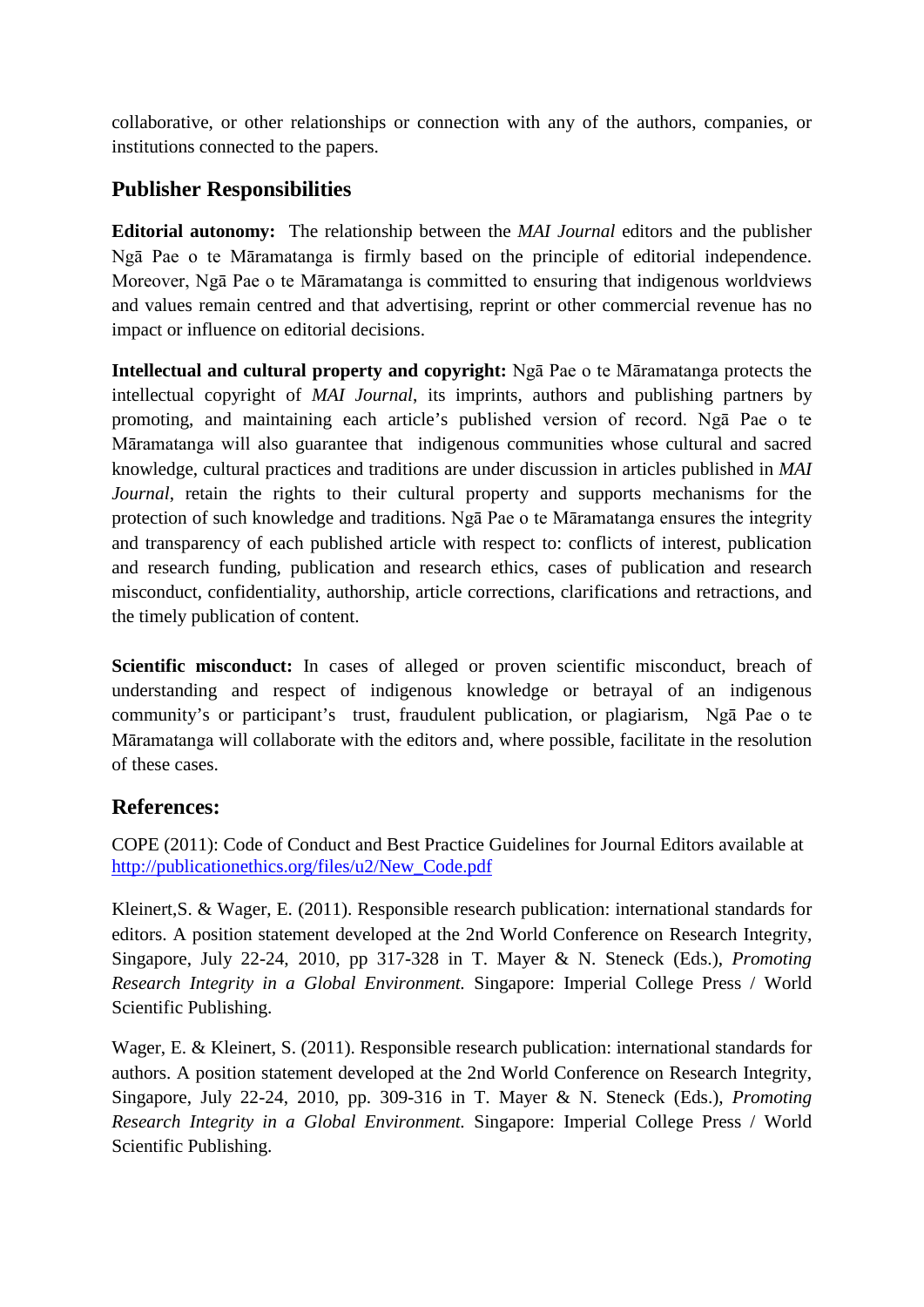collaborative, or other relationships or connection with any of the authors, companies, or institutions connected to the papers.

## Publisher Responsibilities

**Editorial autonomy:** The relationship between the *MAI Journal* editors and the publisher Ngā Pae o te Māramatanga is firmly based on the principle of editorial independence. Moreover, Ngā Pae o te Māramatanga is committed to ensuring that indigenous worldviews and values remain centred and that advertising, reprint or other commercial revenue has no impact or influence on editorial decisions.

**Intellectual and cultural property and copyright:** Ngā Pae o te Māramatanga protects the intellectual copyright of *MAI Journal*, its imprints, authors and publishing partners by promoting, and maintaining each article's published version of record. Ngā Pae o te Māramatanga will also guarantee that indigenous communities whose cultural and sacred knowledge, cultural practices and traditions are under discussion in articles published in *MAI Journal*, retain the rights to their cultural property and supports mechanisms for the protection of such knowledge and traditions. Ngā Pae o te Māramatanga ensures the integrity and transparency of each published article with respect to: conflicts of interest, publication and research funding, publication and research ethics, cases of publication and research misconduct, confidentiality, authorship, article corrections, clarifications and retractions, and the timely publication of content.

**Scientific misconduct:** In cases of alleged or proven scientific misconduct, breach of understanding and respect of indigenous knowledge or betrayal of an indigenous community's or participant's trust, fraudulent publication, or plagiarism, Ngā Pae o te Māramatanga will collaborate with the editors and, where possible, facilitate in the resolution of these cases.

## References:

COPE (2011): Code of Conduct and Best Practice Guidelines for Journal Editors available at http://publicationethics.org/files/u2/New_Code.pdf

Kleinert,S. & Wager, E. (2011). Responsible research publication: international standards for editors. A position statement developed at the 2nd World Conference on Research Integrity, Singapore, July 22-24, 2010, pp 317-328 in T. Mayer & N. Steneck (Eds.), *Promoting Research Integrity in a Global Environment.* Singapore: Imperial College Press / World Scientific Publishing.

Wager, E. & Kleinert, S. (2011). Responsible research publication: international standards for authors. A position statement developed at the 2nd World Conference on Research Integrity, Singapore, July 22-24, 2010, pp. 309-316 in T. Mayer & N. Steneck (Eds.), *Promoting Research Integrity in a Global Environment.* Singapore: Imperial College Press / World Scientific Publishing.